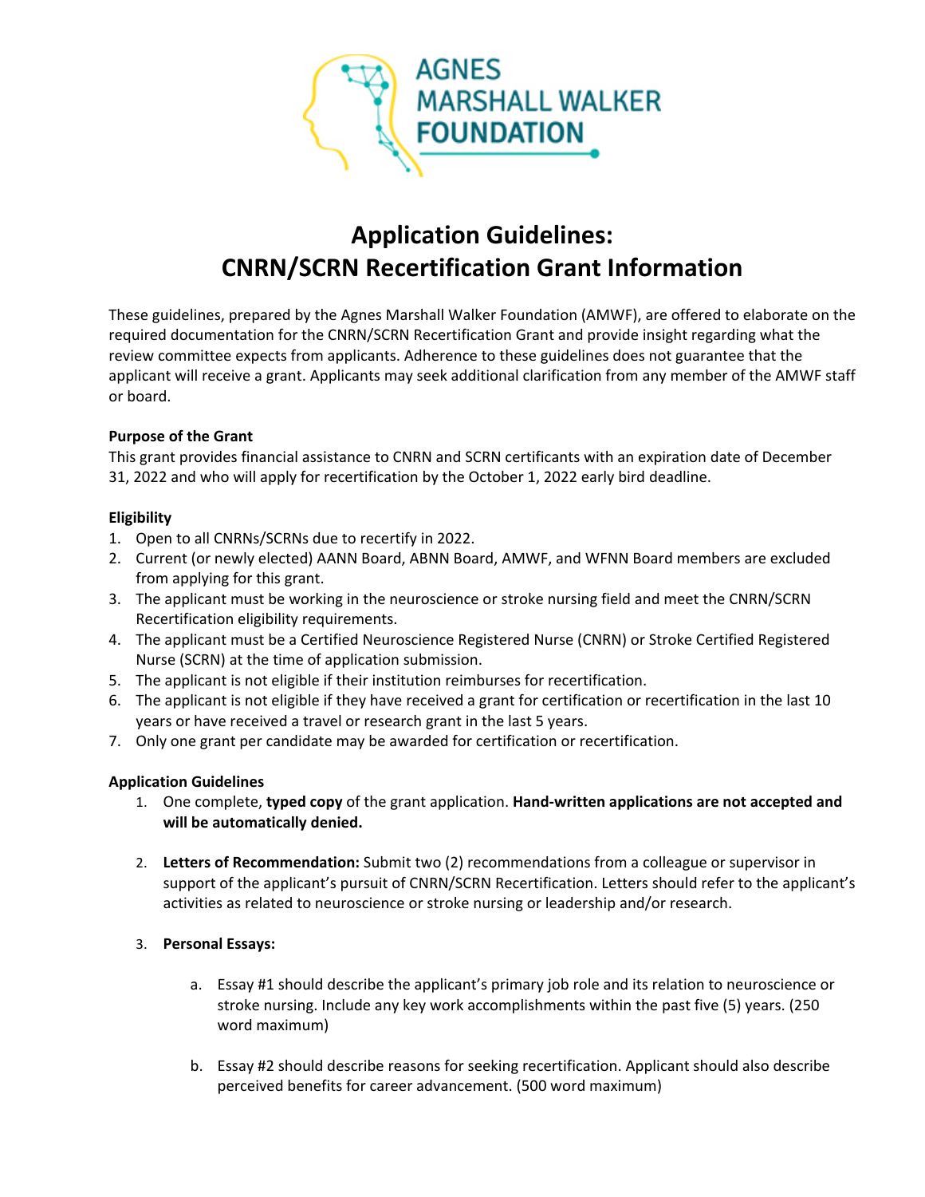AGNES MARSHALL WALKER FOUNDATION

# Application Guidelines: CNRN/SCRN Recertification Grant Information

These guidelines, prepared by the Agnes Marshall Walker Foundation (AMWF), are offered to elaborate on the required documentation for the CNRN/SCRN Recertification Grant and provide insight regarding what the review committee expects from applicants. Adherence to these guidelines does not guarantee that the applicant will receive a grant. Applicants may seek additional clarification from any member of the AMWF staff or board.

**Purpose of the Grant**

This grant provides financial assistance to CNRN and SCRN certificants with an expiration date of December 31, 2022 and who will apply for recertification by the October 1, 2022 early bird deadline.

**Eligibility**

1. Open to all CNRNs/SCRNs due to recertify in 2022.
2. Current (or newly elected) AANN Board, ABNN Board, AMWF, and WFNN Board members are excluded from applying for this grant.
3. The applicant must be working in the neuroscience or stroke nursing field and meet the CNRN/SCRN Recertification eligibility requirements.
4. The applicant must be a Certified Neuroscience Registered Nurse (CNRN) or Stroke Certified Registered Nurse (SCRN) at the time of application submission.
5. The applicant is not eligible if their institution reimburses for recertification.
6. The applicant is not eligible if they have received a grant for certification or recertification in the last 10 years or have received a travel or research grant in the last 5 years.
7. Only one grant per candidate may be awarded for certification or recertification.

**Application Guidelines**

1. One complete, **typed copy** of the grant application. **Hand-written applications are not accepted and will be automatically denied.**

2. **Letters of Recommendation:** Submit two (2) recommendations from a colleague or supervisor in support of the applicant's pursuit of CNRN/SCRN Recertification. Letters should refer to the applicant's activities as related to neuroscience or stroke nursing or leadership and/or research.

3. **Personal Essays:**

   a. Essay #1 should describe the applicant's primary job role and its relation to neuroscience or stroke nursing. Include any key work accomplishments within the past five (5) years. (250 word maximum)

   b. Essay #2 should describe reasons for seeking recertification. Applicant should also describe perceived benefits for career advancement. (500 word maximum)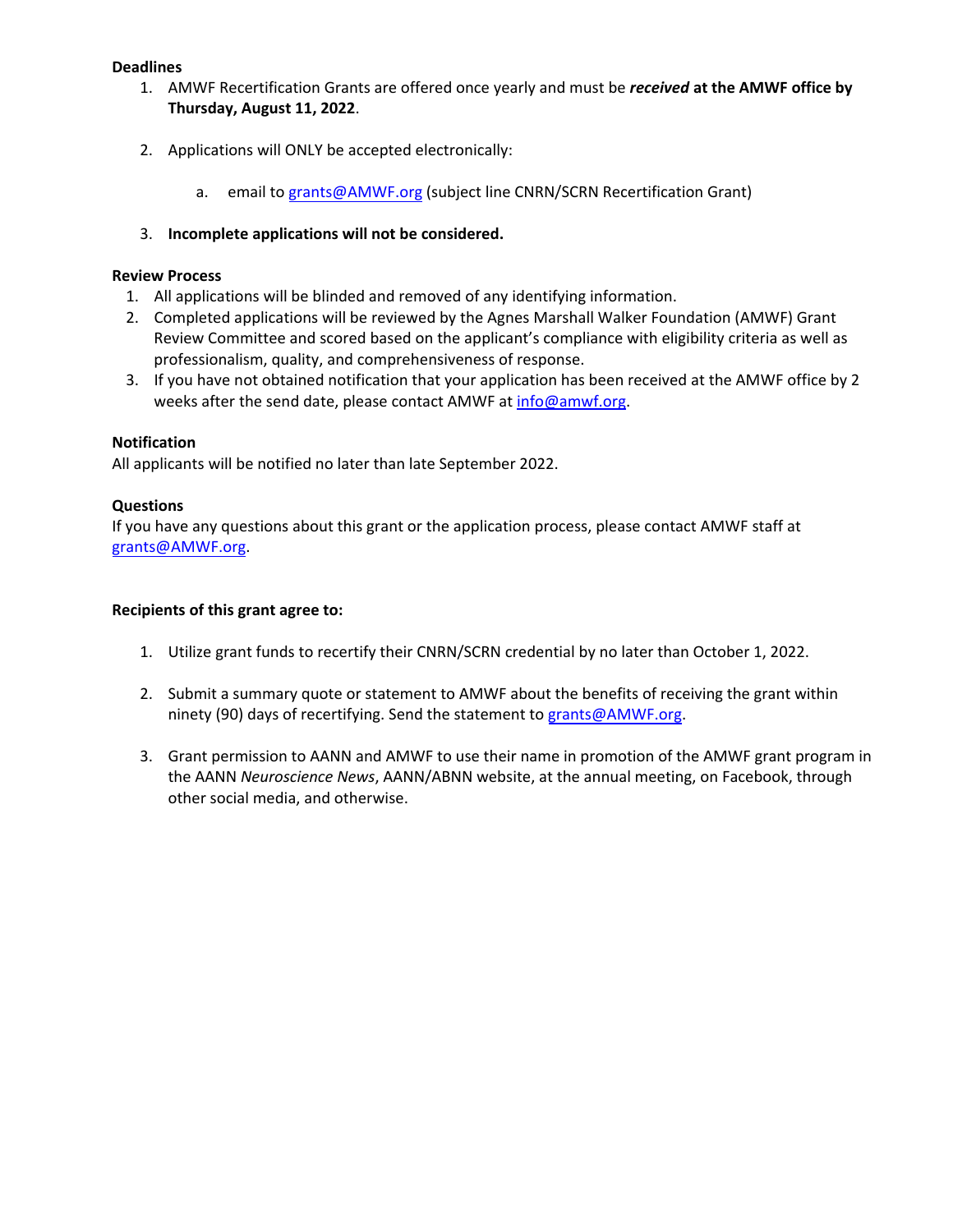**Deadlines**

1. AMWF Recertification Grants are offered once yearly and must be ***received*** **at the AMWF office by Thursday, August 11, 2022**.

2. Applications will ONLY be accepted electronically:

    a. email to grants@AMWF.org (subject line CNRN/SCRN Recertification Grant)

3. **Incomplete applications will not be considered.**

**Review Process**

1. All applications will be blinded and removed of any identifying information.
2. Completed applications will be reviewed by the Agnes Marshall Walker Foundation (AMWF) Grant Review Committee and scored based on the applicant's compliance with eligibility criteria as well as professionalism, quality, and comprehensiveness of response.
3. If you have not obtained notification that your application has been received at the AMWF office by 2 weeks after the send date, please contact AMWF at info@amwf.org.

**Notification**

All applicants will be notified no later than late September 2022.

**Questions**

If you have any questions about this grant or the application process, please contact AMWF staff at grants@AMWF.org.

**Recipients of this grant agree to:**

1. Utilize grant funds to recertify their CNRN/SCRN credential by no later than October 1, 2022.

2. Submit a summary quote or statement to AMWF about the benefits of receiving the grant within ninety (90) days of recertifying. Send the statement to grants@AMWF.org.

3. Grant permission to AANN and AMWF to use their name in promotion of the AMWF grant program in the AANN *Neuroscience News*, AANN/ABNN website, at the annual meeting, on Facebook, through other social media, and otherwise.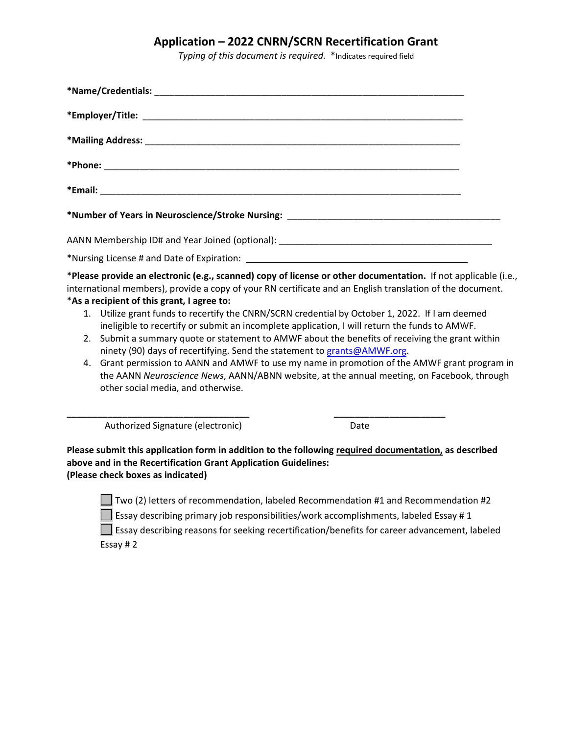# Application – 2022 CNRN/SCRN Recertification Grant

*Typing of this document is required.* *Indicates required field

**\*Name/Credentials:** ____________________________________________

**\*Employer/Title:** ____________________________________________

**\*Mailing Address:** ____________________________________________

**\*Phone:** ____________________________________________

**\*Email:** ____________________________________________

**\*Number of Years in Neuroscience/Stroke Nursing:** ______________________________

AANN Membership ID# and Year Joined (optional): ______________________________

*Nursing License # and Date of Expiration: ______________________________

***Please provide an electronic (e.g., scanned) copy of license or other documentation.** If not applicable (i.e., international members), provide a copy of your RN certificate and an English translation of the document.

***As a recipient of this grant, I agree to:**

1. Utilize grant funds to recertify the CNRN/SCRN credential by October 1, 2022. If I am deemed ineligible to recertify or submit an incomplete application, I will return the funds to AMWF.
2. Submit a summary quote or statement to AMWF about the benefits of receiving the grant within ninety (90) days of recertifying. Send the statement to grants@AMWF.org.
4. Grant permission to AANN and AMWF to use my name in promotion of the AMWF grant program in the AANN *Neuroscience News*, AANN/ABNN website, at the annual meeting, on Facebook, through other social media, and otherwise.

______________________________ ______________________

Authorized Signature (electronic) Date

**Please submit this application form in addition to the following <u>required documentation,</u> as described above and in the Recertification Grant Application Guidelines:**
**(Please check boxes as indicated)**

- ☐ Two (2) letters of recommendation, labeled Recommendation #1 and Recommendation #2
- ☐ Essay describing primary job responsibilities/work accomplishments, labeled Essay # 1
- ☐ Essay describing reasons for seeking recertification/benefits for career advancement, labeled Essay # 2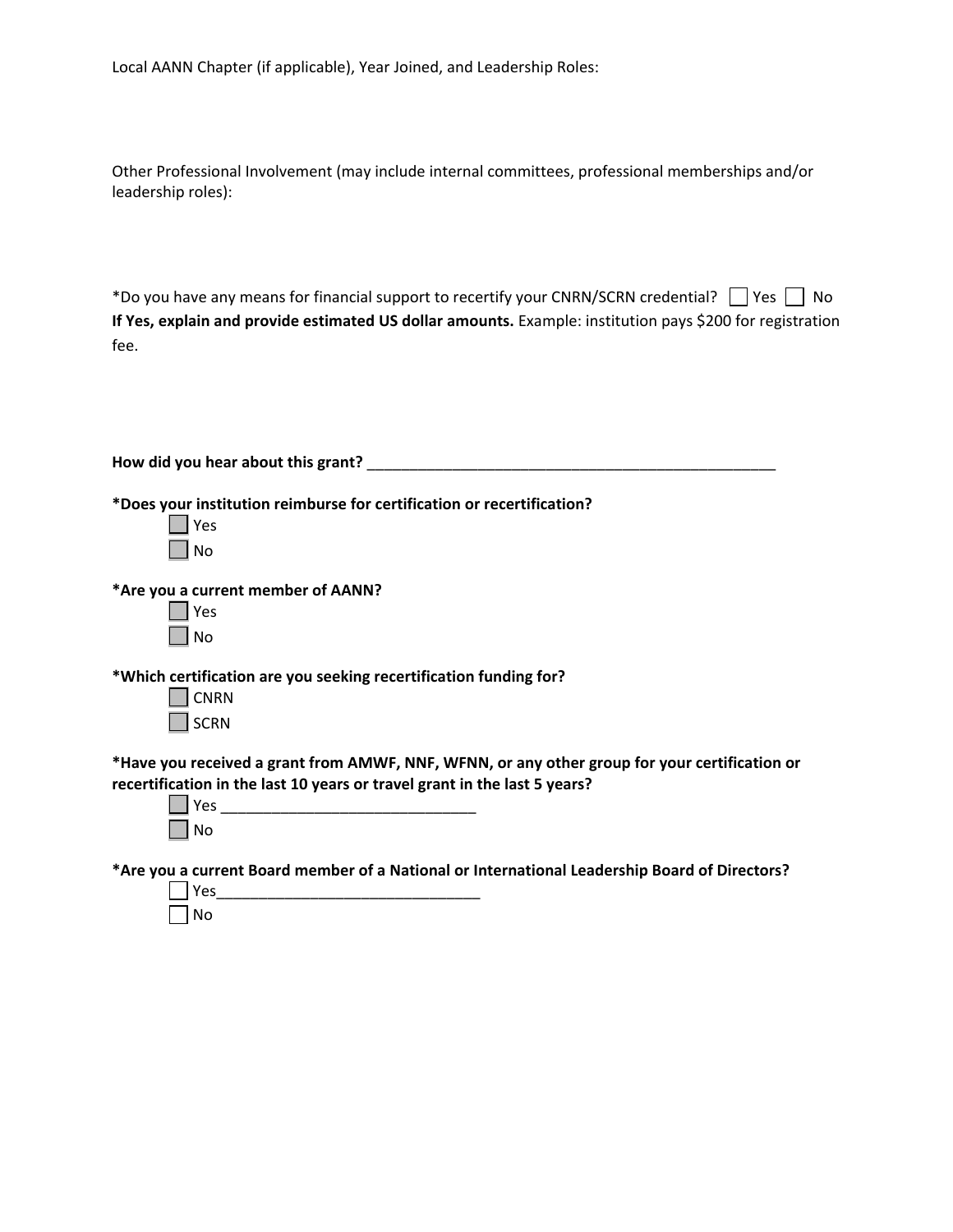Local AANN Chapter (if applicable), Year Joined, and Leadership Roles:

Other Professional Involvement (may include internal committees, professional memberships and/or leadership roles):

*Do you have any means for financial support to recertify your CNRN/SCRN credential? ☐ Yes ☐ No
**If Yes, explain and provide estimated US dollar amounts.** Example: institution pays $200 for registration fee.

**How did you hear about this grant?** ___________________________________________________

**\*Does your institution reimburse for certification or recertification?**

☐ Yes
☐ No

**\*Are you a current member of AANN?**

☐ Yes
☐ No

**\*Which certification are you seeking recertification funding for?**

☐ CNRN
☐ SCRN

**\*Have you received a grant from AMWF, NNF, WFNN, or any other group for your certification or recertification in the last 10 years or travel grant in the last 5 years?**

☐ Yes ______________________________
☐ No

**\*Are you a current Board member of a National or International Leadership Board of Directors?**

☐ Yes_______________________________
☐ No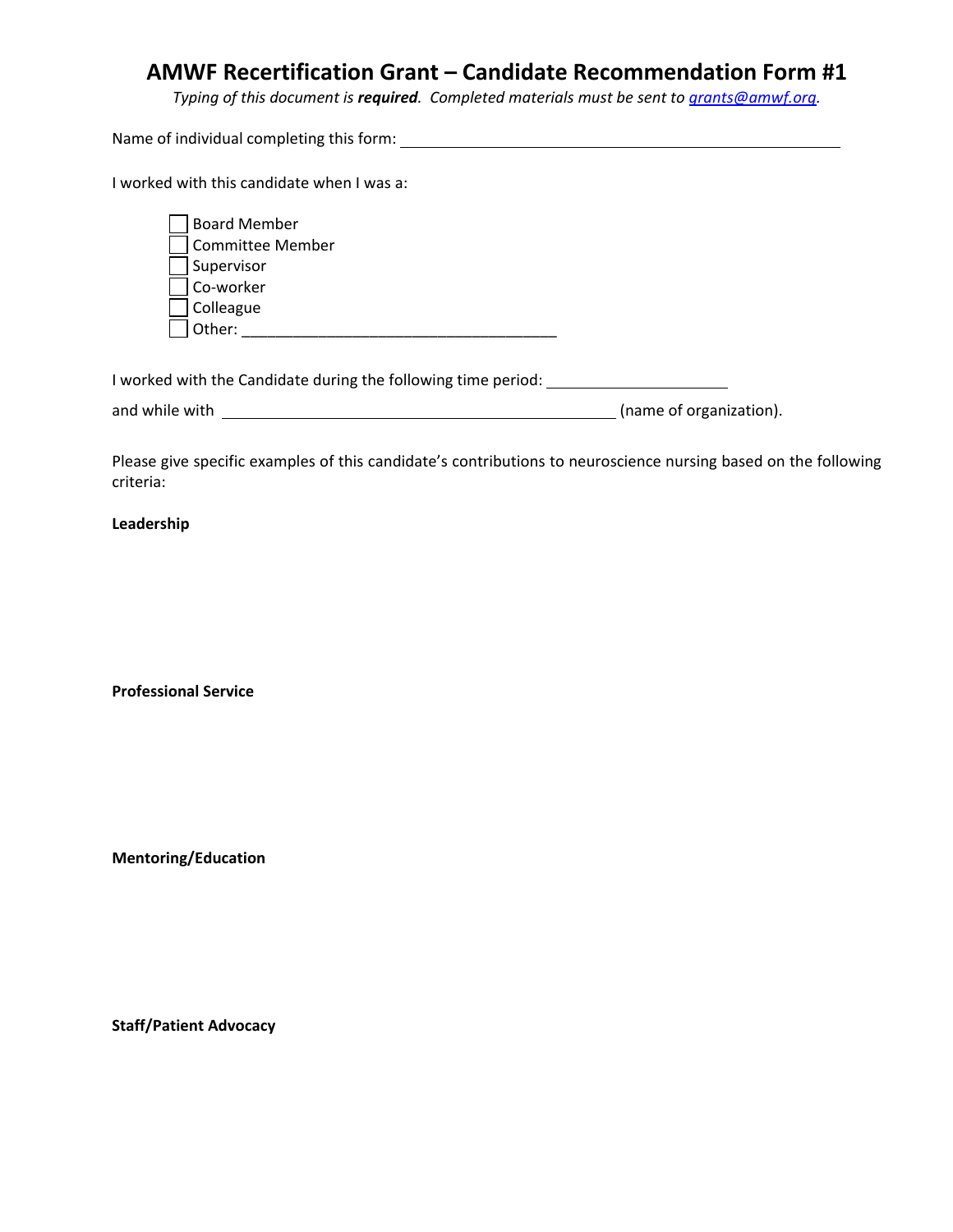# AMWF Recertification Grant – Candidate Recommendation Form #1

*Typing of this document is* ***required****. Completed materials must be sent to [grants@amwf.org](mailto:grants@amwf.org).*

Name of individual completing this form: ______________________________________________

I worked with this candidate when I was a:

- ☐ Board Member
- ☐ Committee Member
- ☐ Supervisor
- ☐ Co-worker
- ☐ Colleague
- ☐ Other: ____________________________________

I worked with the Candidate during the following time period: ____________________

and while with ____________________________________________ (name of organization).

Please give specific examples of this candidate's contributions to neuroscience nursing based on the following criteria:

**Leadership**

**Professional Service**

**Mentoring/Education**

**Staff/Patient Advocacy**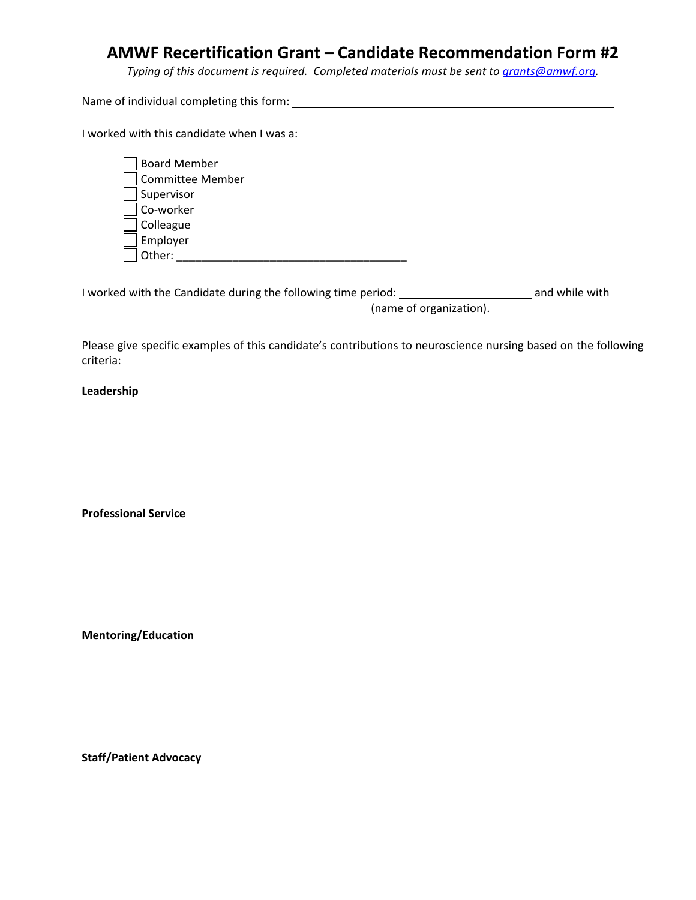# AMWF Recertification Grant – Candidate Recommendation Form #2

*Typing of this document is required. Completed materials must be sent to grants@amwf.org.*

Name of individual completing this form: ______________________________________________

I worked with this candidate when I was a:

- ☐ Board Member
- ☐ Committee Member
- ☐ Supervisor
- ☐ Co-worker
- ☐ Colleague
- ☐ Employer
- ☐ Other: ___________________________________

I worked with the Candidate during the following time period: ____________________ and while with ____________________________________________ (name of organization).

Please give specific examples of this candidate's contributions to neuroscience nursing based on the following criteria:

**Leadership**

**Professional Service**

**Mentoring/Education**

**Staff/Patient Advocacy**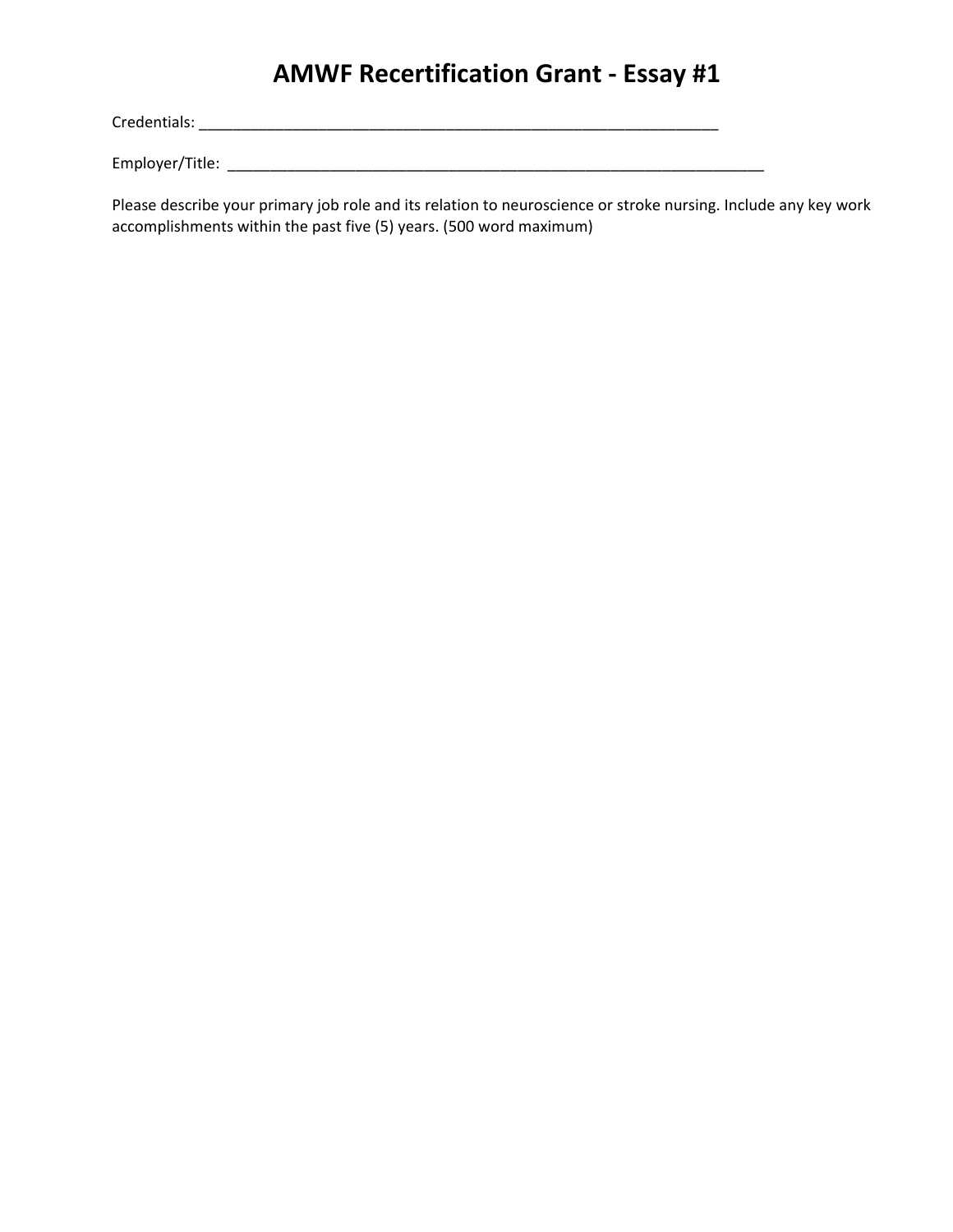# AMWF Recertification Grant - Essay #1

Credentials: _______________________________________________________________

Employer/Title: _________________________________________________________________

Please describe your primary job role and its relation to neuroscience or stroke nursing. Include any key work accomplishments within the past five (5) years. (500 word maximum)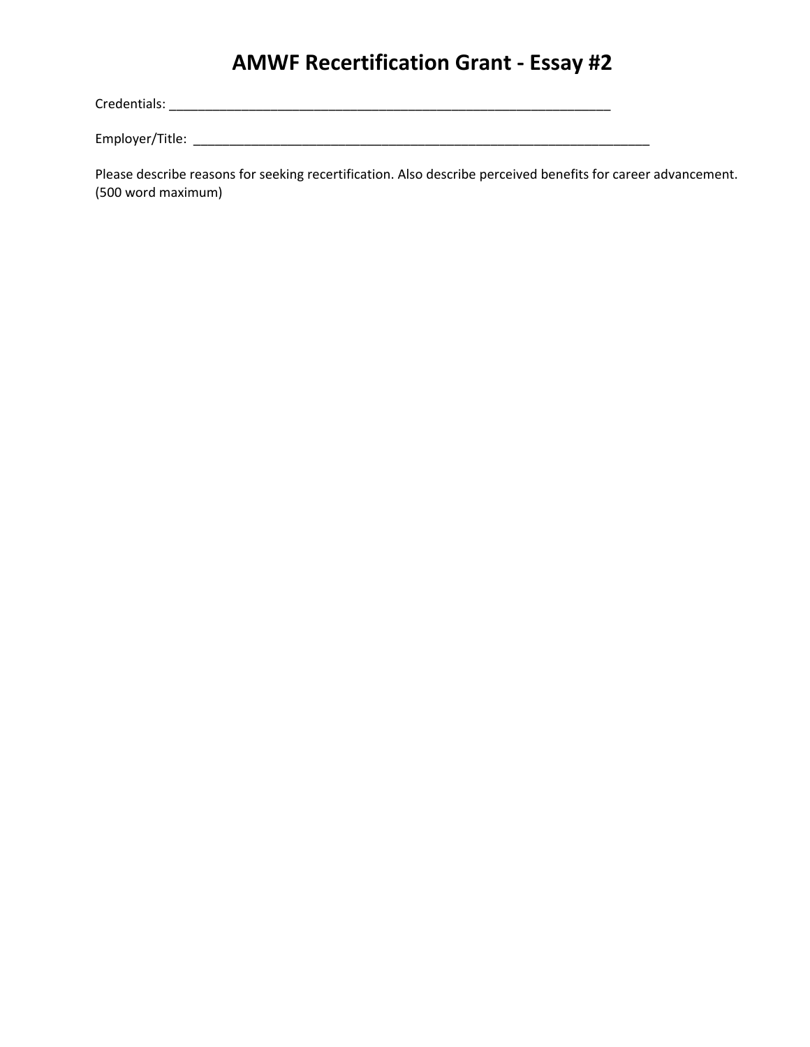# AMWF Recertification Grant - Essay #2

Credentials: _______________________________________________________________

Employer/Title: _________________________________________________________________

Please describe reasons for seeking recertification. Also describe perceived benefits for career advancement. (500 word maximum)